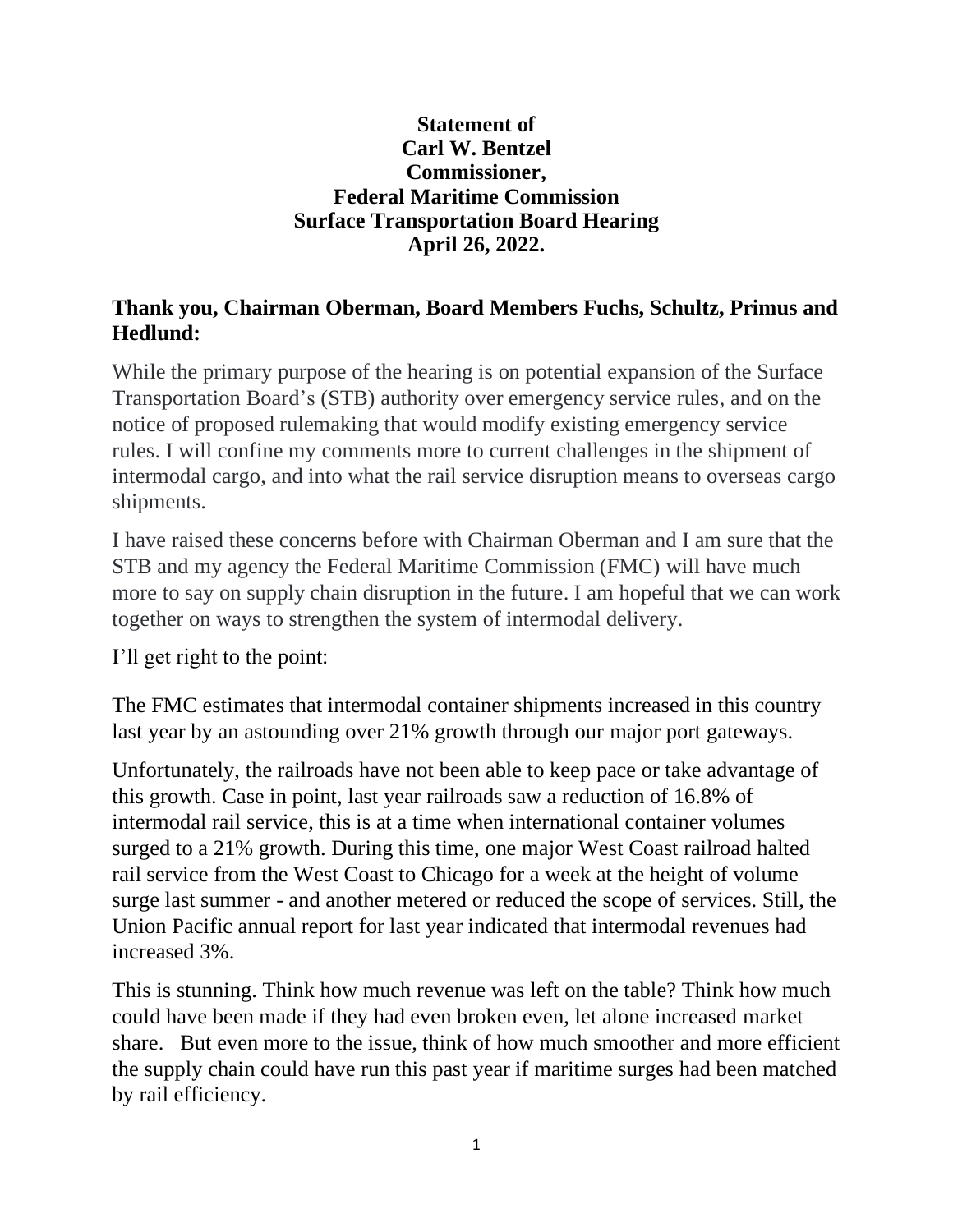**Statement of**
**Carl W. Bentzel**
**Commissioner,**
**Federal Maritime Commission**
**Surface Transportation Board Hearing**
**April 26, 2022.**

## Thank you, Chairman Oberman, Board Members Fuchs, Schultz, Primus and Hedlund:

While the primary purpose of the hearing is on potential expansion of the Surface Transportation Board's (STB) authority over emergency service rules, and on the notice of proposed rulemaking that would modify existing emergency service rules. I will confine my comments more to current challenges in the shipment of intermodal cargo, and into what the rail service disruption means to overseas cargo shipments.

I have raised these concerns before with Chairman Oberman and I am sure that the STB and my agency the Federal Maritime Commission (FMC) will have much more to say on supply chain disruption in the future. I am hopeful that we can work together on ways to strengthen the system of intermodal delivery.

I'll get right to the point:

The FMC estimates that intermodal container shipments increased in this country last year by an astounding over 21% growth through our major port gateways.

Unfortunately, the railroads have not been able to keep pace or take advantage of this growth. Case in point, last year railroads saw a reduction of 16.8% of intermodal rail service, this is at a time when international container volumes surged to a 21% growth. During this time, one major West Coast railroad halted rail service from the West Coast to Chicago for a week at the height of volume surge last summer - and another metered or reduced the scope of services. Still, the Union Pacific annual report for last year indicated that intermodal revenues had increased 3%.

This is stunning. Think how much revenue was left on the table? Think how much could have been made if they had even broken even, let alone increased market share. But even more to the issue, think of how much smoother and more efficient the supply chain could have run this past year if maritime surges had been matched by rail efficiency.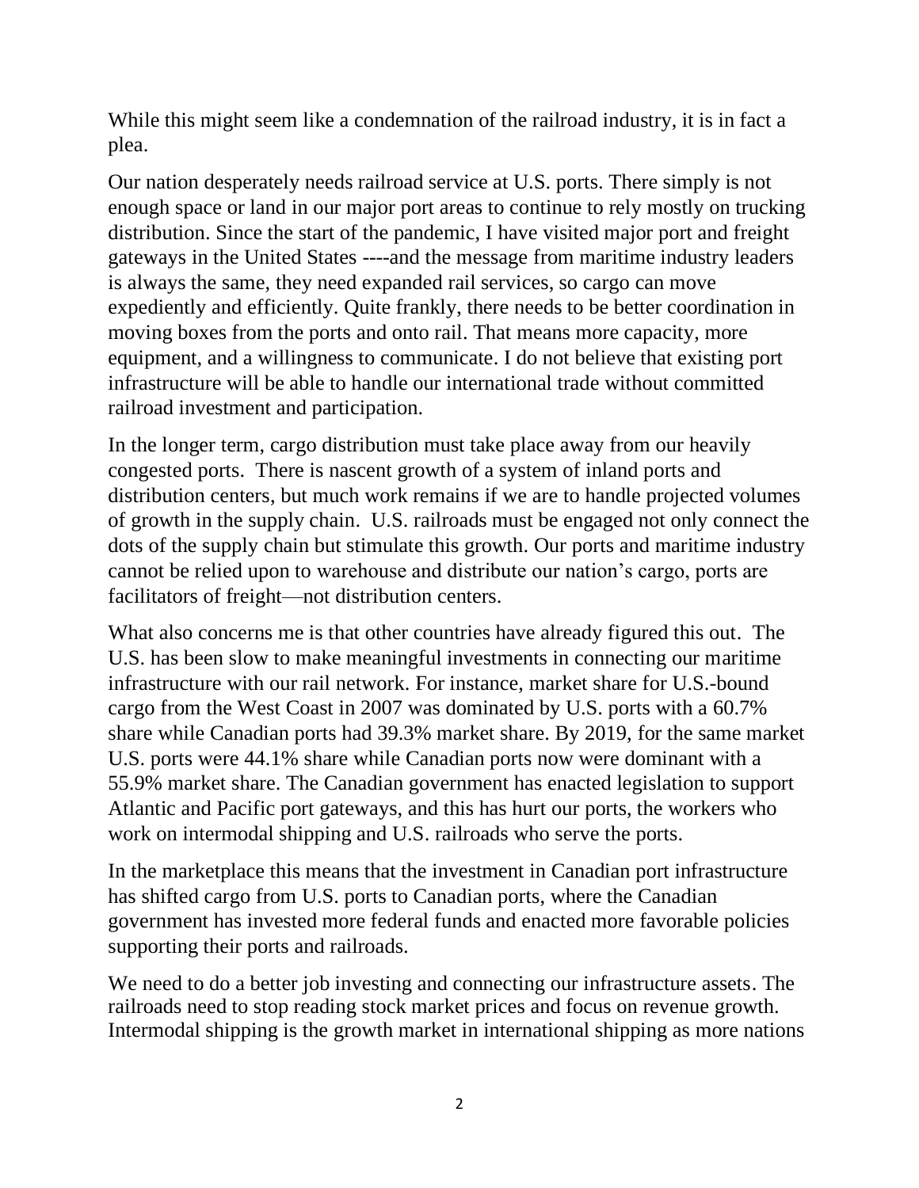While this might seem like a condemnation of the railroad industry, it is in fact a plea.

Our nation desperately needs railroad service at U.S. ports. There simply is not enough space or land in our major port areas to continue to rely mostly on trucking distribution. Since the start of the pandemic, I have visited major port and freight gateways in the United States ----and the message from maritime industry leaders is always the same, they need expanded rail services, so cargo can move expediently and efficiently. Quite frankly, there needs to be better coordination in moving boxes from the ports and onto rail. That means more capacity, more equipment, and a willingness to communicate. I do not believe that existing port infrastructure will be able to handle our international trade without committed railroad investment and participation.

In the longer term, cargo distribution must take place away from our heavily congested ports. There is nascent growth of a system of inland ports and distribution centers, but much work remains if we are to handle projected volumes of growth in the supply chain. U.S. railroads must be engaged not only connect the dots of the supply chain but stimulate this growth. Our ports and maritime industry cannot be relied upon to warehouse and distribute our nation's cargo, ports are facilitators of freight—not distribution centers.

What also concerns me is that other countries have already figured this out. The U.S. has been slow to make meaningful investments in connecting our maritime infrastructure with our rail network. For instance, market share for U.S.-bound cargo from the West Coast in 2007 was dominated by U.S. ports with a 60.7% share while Canadian ports had 39.3% market share. By 2019, for the same market U.S. ports were 44.1% share while Canadian ports now were dominant with a 55.9% market share. The Canadian government has enacted legislation to support Atlantic and Pacific port gateways, and this has hurt our ports, the workers who work on intermodal shipping and U.S. railroads who serve the ports.

In the marketplace this means that the investment in Canadian port infrastructure has shifted cargo from U.S. ports to Canadian ports, where the Canadian government has invested more federal funds and enacted more favorable policies supporting their ports and railroads.

We need to do a better job investing and connecting our infrastructure assets. The railroads need to stop reading stock market prices and focus on revenue growth. Intermodal shipping is the growth market in international shipping as more nations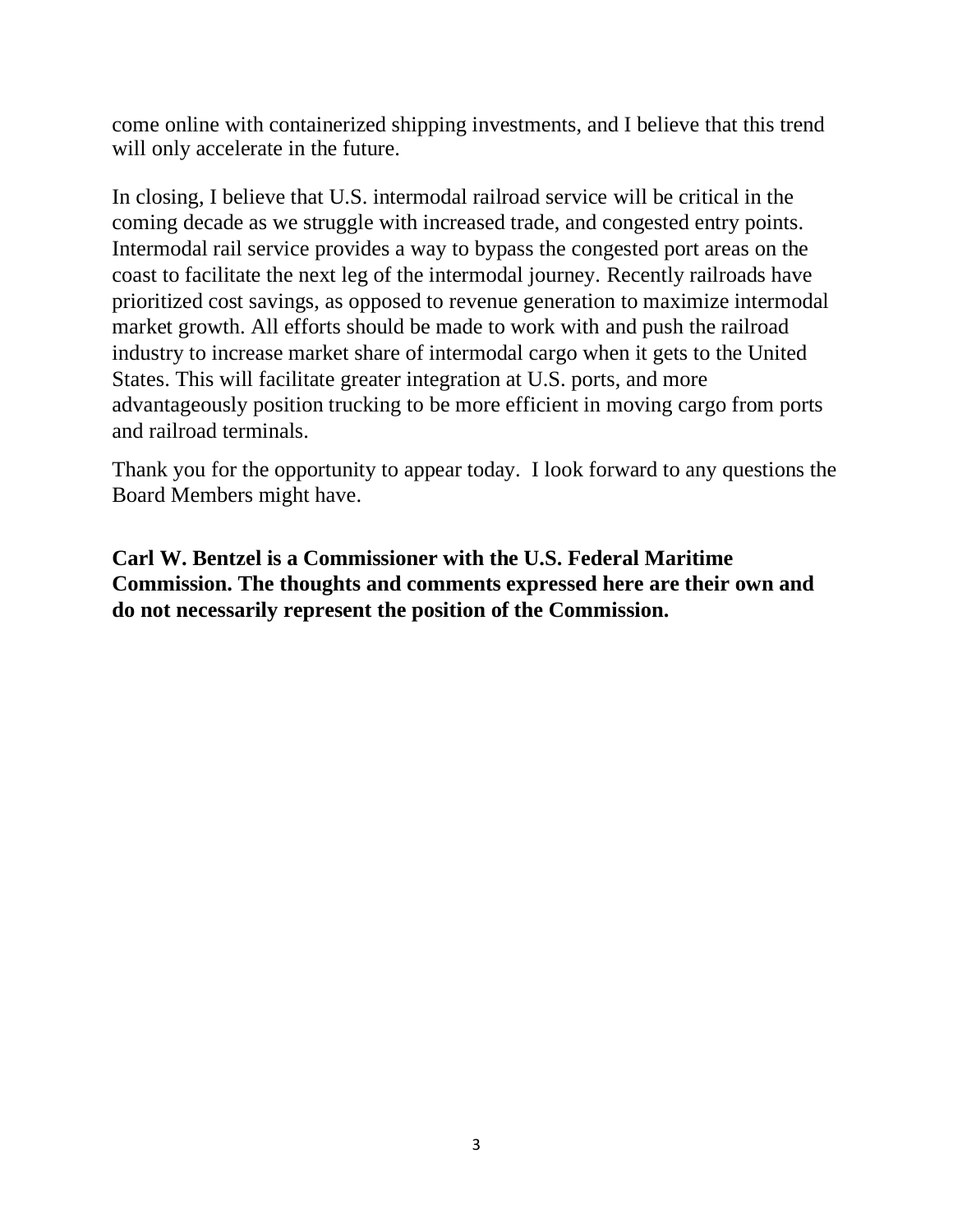come online with containerized shipping investments, and I believe that this trend will only accelerate in the future.

In closing, I believe that U.S. intermodal railroad service will be critical in the coming decade as we struggle with increased trade, and congested entry points. Intermodal rail service provides a way to bypass the congested port areas on the coast to facilitate the next leg of the intermodal journey. Recently railroads have prioritized cost savings, as opposed to revenue generation to maximize intermodal market growth. All efforts should be made to work with and push the railroad industry to increase market share of intermodal cargo when it gets to the United States. This will facilitate greater integration at U.S. ports, and more advantageously position trucking to be more efficient in moving cargo from ports and railroad terminals.

Thank you for the opportunity to appear today. I look forward to any questions the Board Members might have.

**Carl W. Bentzel is a Commissioner with the U.S. Federal Maritime Commission. The thoughts and comments expressed here are their own and do not necessarily represent the position of the Commission.**